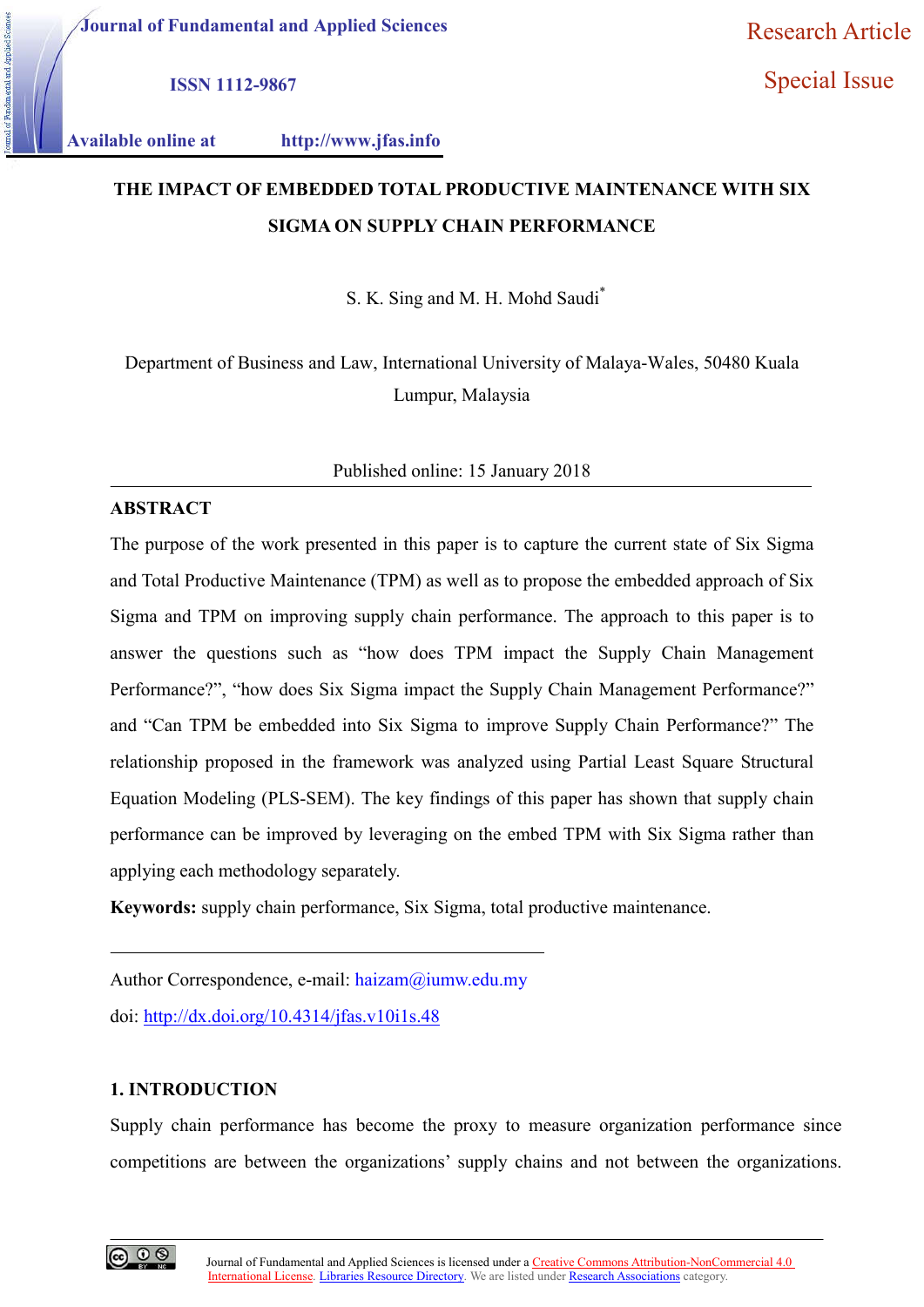Journal of Fundamental and Applied Sciences

ISSN 1112-9867

Available online at http://www.jfas.info

Research Article

Special Issue

# THE IMPACT OF EMBEDDED TOTAL PRODUCTIVE MAINTENANCE WITH SIX SIGMA ON SUPPLY CHAIN PERFORMANCE

S. K. Sing and M. H. Mohd Saudi*

Department of Business and Law, International University of Malaya-Wales, 50480 Kuala Lumpur, Malaysia

Published online: 15 January 2018

## ABSTRACT

The purpose of the work presented in this paper is to capture the current state of Six Sigma and Total Productive Maintenance (TPM) as well as to propose the embedded approach of Six Sigma and TPM on improving supply chain performance. The approach to this paper is to answer the questions such as "how does TPM impact the Supply Chain Management Performance?", "how does Six Sigma impact the Supply Chain Management Performance?" and "Can TPM be embedded into Six Sigma to improve Supply Chain Performance?" The relationship proposed in the framework was analyzed using Partial Least Square Structural Equation Modeling (PLS-SEM). The key findings of this paper has shown that supply chain performance can be improved by leveraging on the embed TPM with Six Sigma rather than applying each methodology separately.

**Keywords:** supply chain performance, Six Sigma, total productive maintenance.

---

Author Correspondence, e-mail: haizam@iumw.edu.my

doi: http://dx.doi.org/10.4314/jfas.v10i1s.48

## 1. INTRODUCTION

Supply chain performance has become the proxy to measure organization performance since competitions are between the organizations' supply chains and not between the organizations.

Journal of Fundamental and Applied Sciences is licensed under a Creative Commons Attribution-NonCommercial 4.0 International License. Libraries Resource Directory. We are listed under Research Associations category.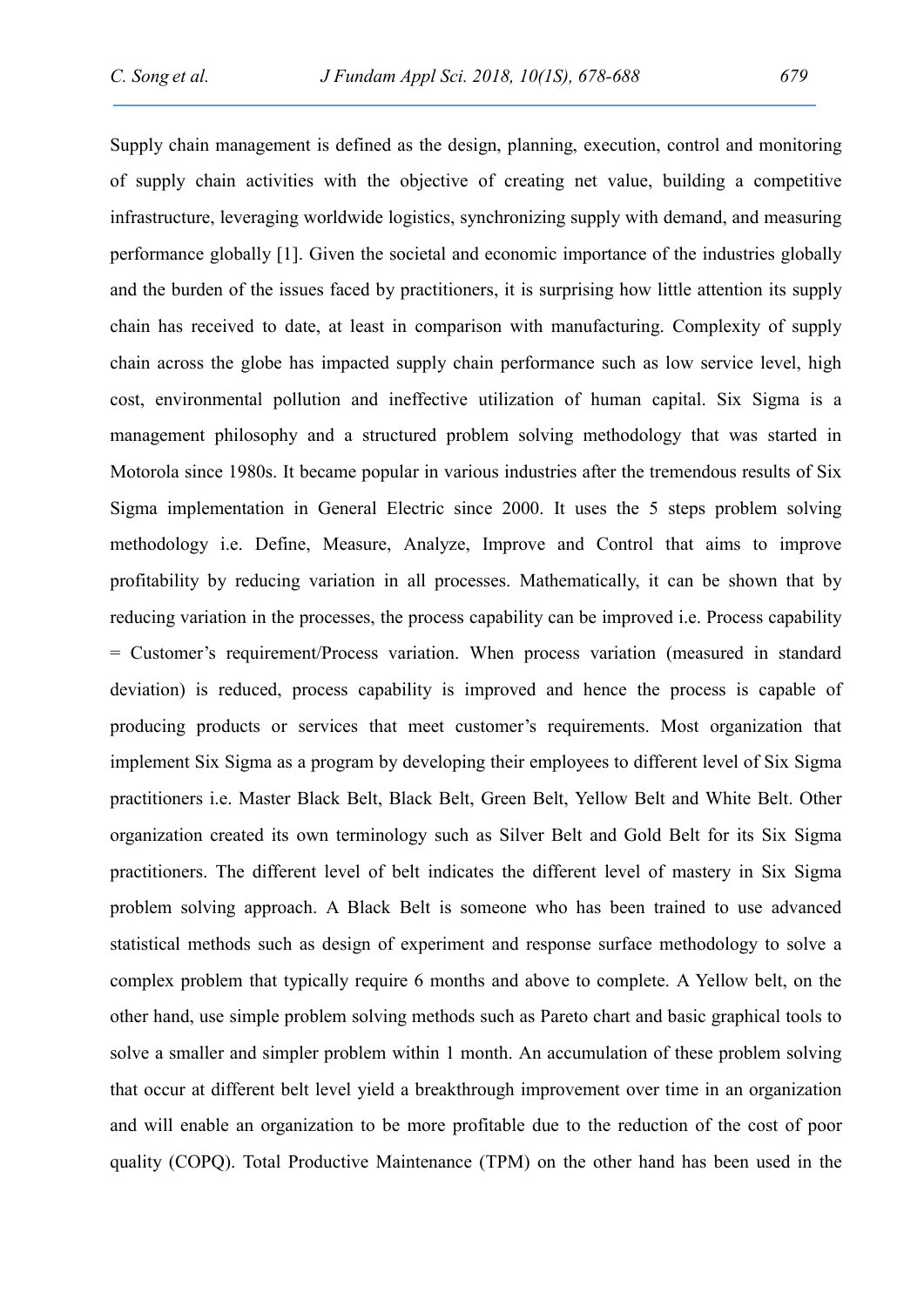Supply chain management is defined as the design, planning, execution, control and monitoring of supply chain activities with the objective of creating net value, building a competitive infrastructure, leveraging worldwide logistics, synchronizing supply with demand, and measuring performance globally [1]. Given the societal and economic importance of the industries globally and the burden of the issues faced by practitioners, it is surprising how little attention its supply chain has received to date, at least in comparison with manufacturing. Complexity of supply chain across the globe has impacted supply chain performance such as low service level, high cost, environmental pollution and ineffective utilization of human capital. Six Sigma is a management philosophy and a structured problem solving methodology that was started in Motorola since 1980s. It became popular in various industries after the tremendous results of Six Sigma implementation in General Electric since 2000. It uses the 5 steps problem solving methodology i.e. Define, Measure, Analyze, Improve and Control that aims to improve profitability by reducing variation in all processes. Mathematically, it can be shown that by reducing variation in the processes, the process capability can be improved i.e. Process capability = Customer's requirement/Process variation. When process variation (measured in standard deviation) is reduced, process capability is improved and hence the process is capable of producing products or services that meet customer's requirements. Most organization that implement Six Sigma as a program by developing their employees to different level of Six Sigma practitioners i.e. Master Black Belt, Black Belt, Green Belt, Yellow Belt and White Belt. Other organization created its own terminology such as Silver Belt and Gold Belt for its Six Sigma practitioners. The different level of belt indicates the different level of mastery in Six Sigma problem solving approach. A Black Belt is someone who has been trained to use advanced statistical methods such as design of experiment and response surface methodology to solve a complex problem that typically require 6 months and above to complete. A Yellow belt, on the other hand, use simple problem solving methods such as Pareto chart and basic graphical tools to solve a smaller and simpler problem within 1 month. An accumulation of these problem solving that occur at different belt level yield a breakthrough improvement over time in an organization and will enable an organization to be more profitable due to the reduction of the cost of poor quality (COPQ). Total Productive Maintenance (TPM) on the other hand has been used in the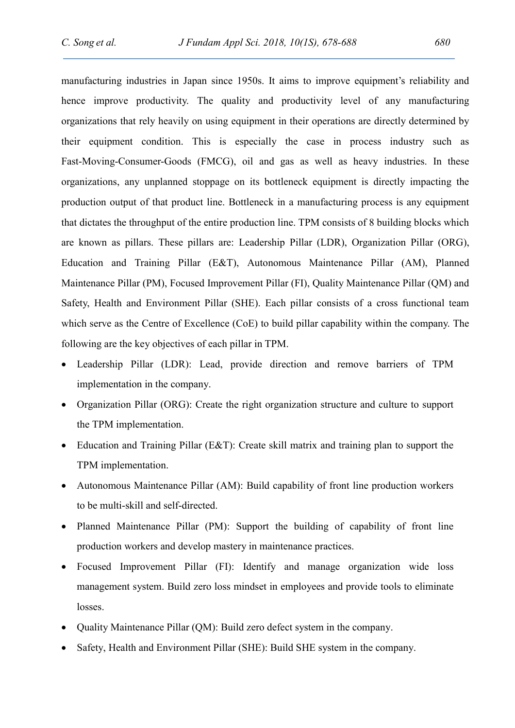manufacturing industries in Japan since 1950s. It aims to improve equipment's reliability and hence improve productivity. The quality and productivity level of any manufacturing organizations that rely heavily on using equipment in their operations are directly determined by their equipment condition. This is especially the case in process industry such as Fast-Moving-Consumer-Goods (FMCG), oil and gas as well as heavy industries. In these organizations, any unplanned stoppage on its bottleneck equipment is directly impacting the production output of that product line. Bottleneck in a manufacturing process is any equipment that dictates the throughput of the entire production line. TPM consists of 8 building blocks which are known as pillars. These pillars are: Leadership Pillar (LDR), Organization Pillar (ORG), Education and Training Pillar (E&T), Autonomous Maintenance Pillar (AM), Planned Maintenance Pillar (PM), Focused Improvement Pillar (FI), Quality Maintenance Pillar (QM) and Safety, Health and Environment Pillar (SHE). Each pillar consists of a cross functional team which serve as the Centre of Excellence (CoE) to build pillar capability within the company. The following are the key objectives of each pillar in TPM.

- Leadership Pillar (LDR): Lead, provide direction and remove barriers of TPM implementation in the company.
- Organization Pillar (ORG): Create the right organization structure and culture to support the TPM implementation.
- Education and Training Pillar (E&T): Create skill matrix and training plan to support the TPM implementation.
- Autonomous Maintenance Pillar (AM): Build capability of front line production workers to be multi-skill and self-directed.
- Planned Maintenance Pillar (PM): Support the building of capability of front line production workers and develop mastery in maintenance practices.
- Focused Improvement Pillar (FI): Identify and manage organization wide loss management system. Build zero loss mindset in employees and provide tools to eliminate losses.
- Quality Maintenance Pillar (QM): Build zero defect system in the company.
- Safety, Health and Environment Pillar (SHE): Build SHE system in the company.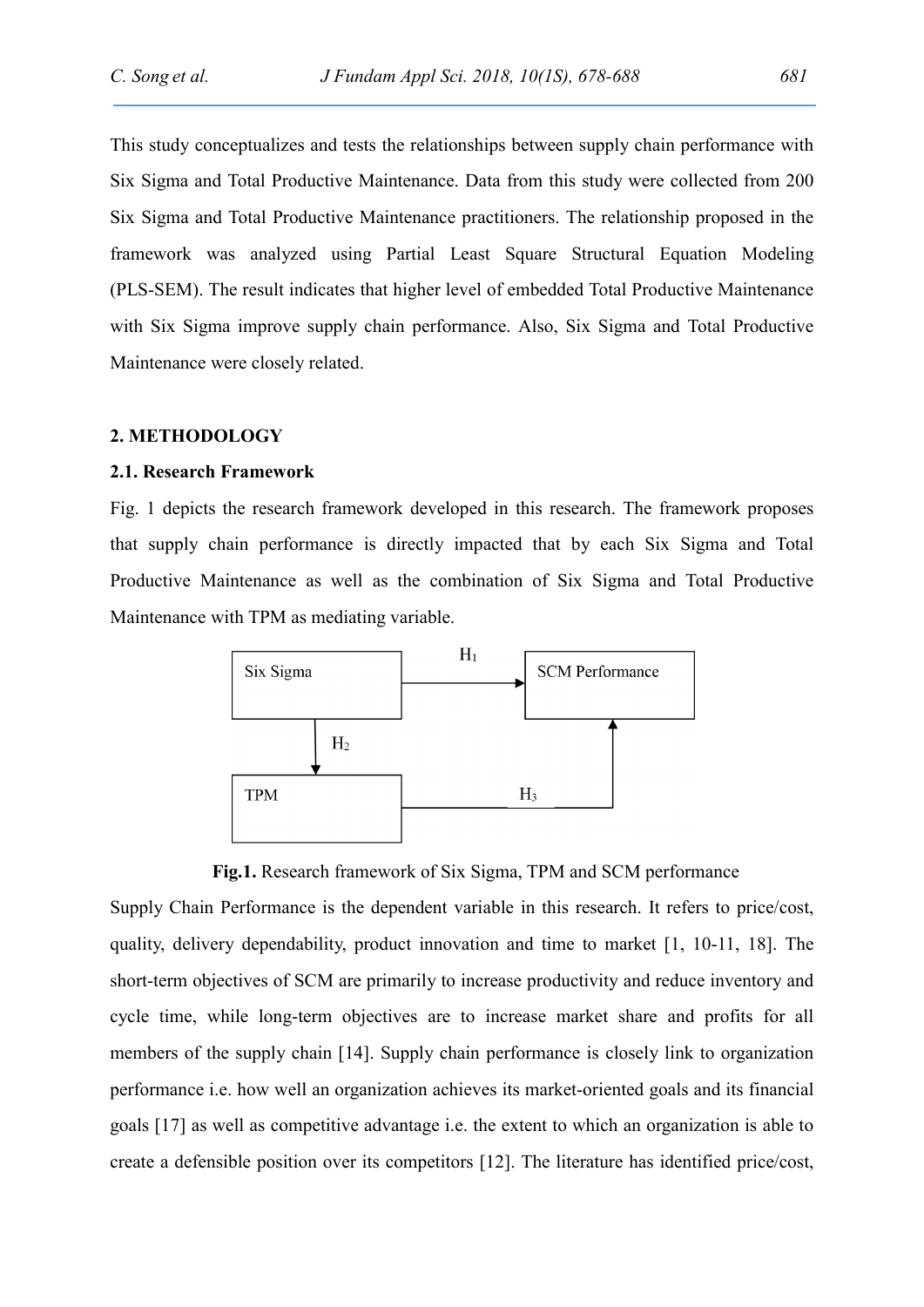This study conceptualizes and tests the relationships between supply chain performance with Six Sigma and Total Productive Maintenance. Data from this study were collected from 200 Six Sigma and Total Productive Maintenance practitioners. The relationship proposed in the framework was analyzed using Partial Least Square Structural Equation Modeling (PLS-SEM). The result indicates that higher level of embedded Total Productive Maintenance with Six Sigma improve supply chain performance. Also, Six Sigma and Total Productive Maintenance were closely related.

## 2. METHODOLOGY

### 2.1. Research Framework

Fig. 1 depicts the research framework developed in this research. The framework proposes that supply chain performance is directly impacted that by each Six Sigma and Total Productive Maintenance as well as the combination of Six Sigma and Total Productive Maintenance with TPM as mediating variable.

Six Sigma → ($H_1$) → SCM Performance

Six Sigma → ($H_2$) → TPM

TPM → ($H_3$) → SCM Performance

**Fig.1.** Research framework of Six Sigma, TPM and SCM performance

Supply Chain Performance is the dependent variable in this research. It refers to price/cost, quality, delivery dependability, product innovation and time to market [1, 10-11, 18]. The short-term objectives of SCM are primarily to increase productivity and reduce inventory and cycle time, while long-term objectives are to increase market share and profits for all members of the supply chain [14]. Supply chain performance is closely link to organization performance i.e. how well an organization achieves its market-oriented goals and its financial goals [17] as well as competitive advantage i.e. the extent to which an organization is able to create a defensible position over its competitors [12]. The literature has identified price/cost,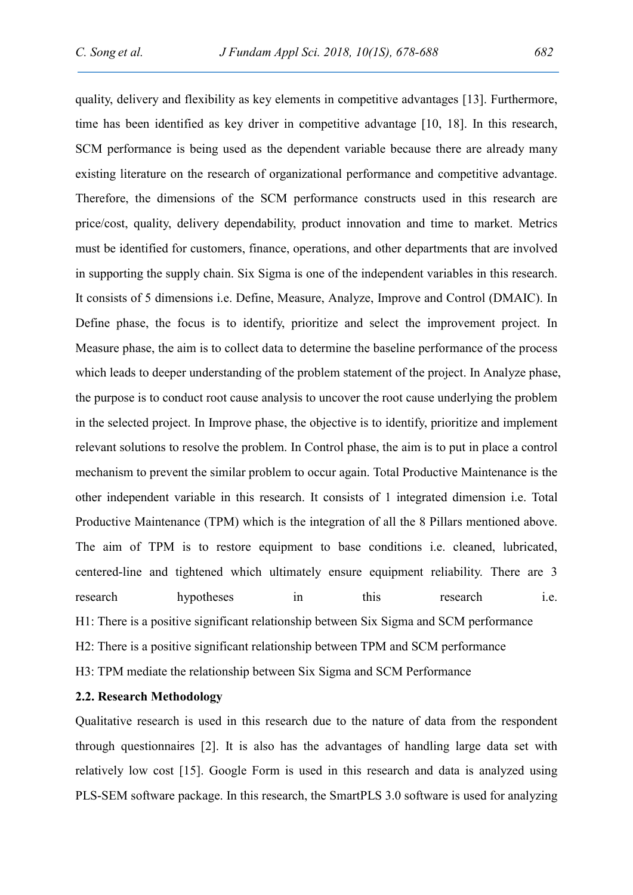quality, delivery and flexibility as key elements in competitive advantages [13]. Furthermore, time has been identified as key driver in competitive advantage [10, 18]. In this research, SCM performance is being used as the dependent variable because there are already many existing literature on the research of organizational performance and competitive advantage. Therefore, the dimensions of the SCM performance constructs used in this research are price/cost, quality, delivery dependability, product innovation and time to market. Metrics must be identified for customers, finance, operations, and other departments that are involved in supporting the supply chain. Six Sigma is one of the independent variables in this research. It consists of 5 dimensions i.e. Define, Measure, Analyze, Improve and Control (DMAIC). In Define phase, the focus is to identify, prioritize and select the improvement project. In Measure phase, the aim is to collect data to determine the baseline performance of the process which leads to deeper understanding of the problem statement of the project. In Analyze phase, the purpose is to conduct root cause analysis to uncover the root cause underlying the problem in the selected project. In Improve phase, the objective is to identify, prioritize and implement relevant solutions to resolve the problem. In Control phase, the aim is to put in place a control mechanism to prevent the similar problem to occur again. Total Productive Maintenance is the other independent variable in this research. It consists of 1 integrated dimension i.e. Total Productive Maintenance (TPM) which is the integration of all the 8 Pillars mentioned above. The aim of TPM is to restore equipment to base conditions i.e. cleaned, lubricated, centered-line and tightened which ultimately ensure equipment reliability. There are 3 research hypotheses in this research i.e.

H1: There is a positive significant relationship between Six Sigma and SCM performance

H2: There is a positive significant relationship between TPM and SCM performance

H3: TPM mediate the relationship between Six Sigma and SCM Performance

### 2.2. Research Methodology

Qualitative research is used in this research due to the nature of data from the respondent through questionnaires [2]. It is also has the advantages of handling large data set with relatively low cost [15]. Google Form is used in this research and data is analyzed using PLS-SEM software package. In this research, the SmartPLS 3.0 software is used for analyzing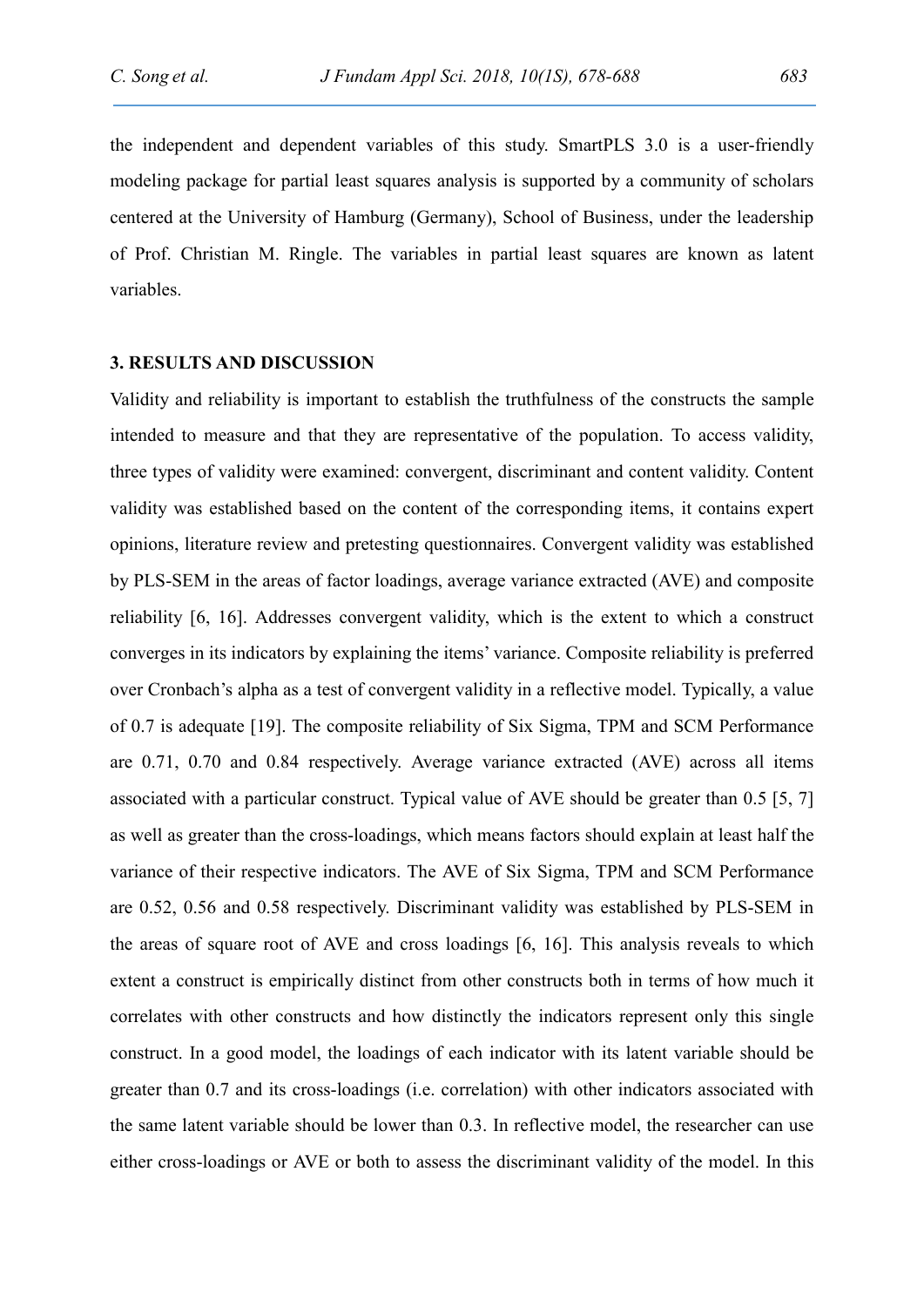the independent and dependent variables of this study. SmartPLS 3.0 is a user-friendly modeling package for partial least squares analysis is supported by a community of scholars centered at the University of Hamburg (Germany), School of Business, under the leadership of Prof. Christian M. Ringle. The variables in partial least squares are known as latent variables.

## 3. RESULTS AND DISCUSSION

Validity and reliability is important to establish the truthfulness of the constructs the sample intended to measure and that they are representative of the population. To access validity, three types of validity were examined: convergent, discriminant and content validity. Content validity was established based on the content of the corresponding items, it contains expert opinions, literature review and pretesting questionnaires. Convergent validity was established by PLS-SEM in the areas of factor loadings, average variance extracted (AVE) and composite reliability [6, 16]. Addresses convergent validity, which is the extent to which a construct converges in its indicators by explaining the items' variance. Composite reliability is preferred over Cronbach's alpha as a test of convergent validity in a reflective model. Typically, a value of 0.7 is adequate [19]. The composite reliability of Six Sigma, TPM and SCM Performance are 0.71, 0.70 and 0.84 respectively. Average variance extracted (AVE) across all items associated with a particular construct. Typical value of AVE should be greater than 0.5 [5, 7] as well as greater than the cross-loadings, which means factors should explain at least half the variance of their respective indicators. The AVE of Six Sigma, TPM and SCM Performance are 0.52, 0.56 and 0.58 respectively. Discriminant validity was established by PLS-SEM in the areas of square root of AVE and cross loadings [6, 16]. This analysis reveals to which extent a construct is empirically distinct from other constructs both in terms of how much it correlates with other constructs and how distinctly the indicators represent only this single construct. In a good model, the loadings of each indicator with its latent variable should be greater than 0.7 and its cross-loadings (i.e. correlation) with other indicators associated with the same latent variable should be lower than 0.3. In reflective model, the researcher can use either cross-loadings or AVE or both to assess the discriminant validity of the model. In this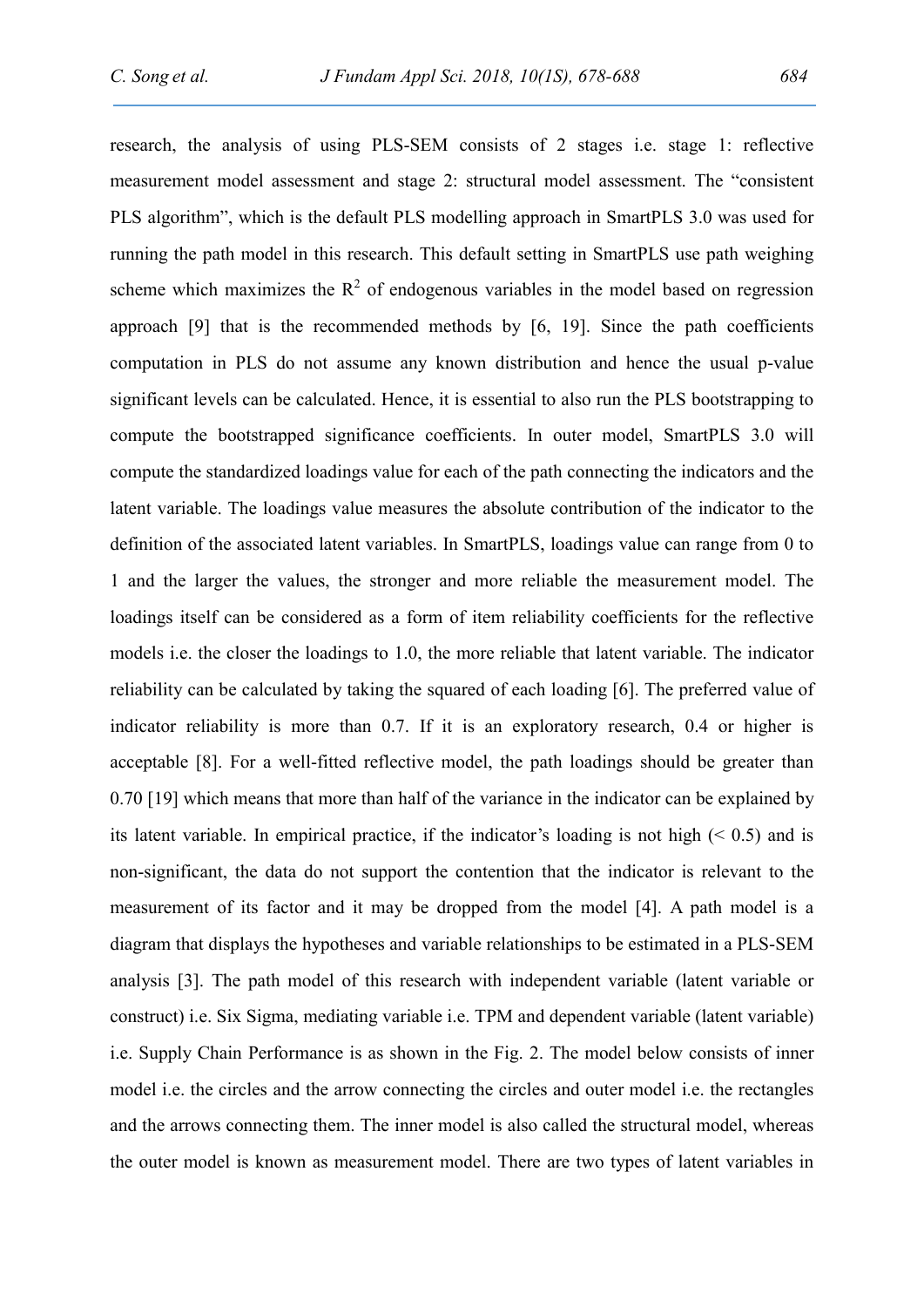research, the analysis of using PLS-SEM consists of 2 stages i.e. stage 1: reflective measurement model assessment and stage 2: structural model assessment. The "consistent PLS algorithm", which is the default PLS modelling approach in SmartPLS 3.0 was used for running the path model in this research. This default setting in SmartPLS use path weighing scheme which maximizes the $R^2$ of endogenous variables in the model based on regression approach [9] that is the recommended methods by [6, 19]. Since the path coefficients computation in PLS do not assume any known distribution and hence the usual p-value significant levels can be calculated. Hence, it is essential to also run the PLS bootstrapping to compute the bootstrapped significance coefficients. In outer model, SmartPLS 3.0 will compute the standardized loadings value for each of the path connecting the indicators and the latent variable. The loadings value measures the absolute contribution of the indicator to the definition of the associated latent variables. In SmartPLS, loadings value can range from 0 to 1 and the larger the values, the stronger and more reliable the measurement model. The loadings itself can be considered as a form of item reliability coefficients for the reflective models i.e. the closer the loadings to 1.0, the more reliable that latent variable. The indicator reliability can be calculated by taking the squared of each loading [6]. The preferred value of indicator reliability is more than 0.7. If it is an exploratory research, 0.4 or higher is acceptable [8]. For a well-fitted reflective model, the path loadings should be greater than 0.70 [19] which means that more than half of the variance in the indicator can be explained by its latent variable. In empirical practice, if the indicator's loading is not high ($< 0.5$) and is non-significant, the data do not support the contention that the indicator is relevant to the measurement of its factor and it may be dropped from the model [4]. A path model is a diagram that displays the hypotheses and variable relationships to be estimated in a PLS-SEM analysis [3]. The path model of this research with independent variable (latent variable or construct) i.e. Six Sigma, mediating variable i.e. TPM and dependent variable (latent variable) i.e. Supply Chain Performance is as shown in the Fig. 2. The model below consists of inner model i.e. the circles and the arrow connecting the circles and outer model i.e. the rectangles and the arrows connecting them. The inner model is also called the structural model, whereas the outer model is known as measurement model. There are two types of latent variables in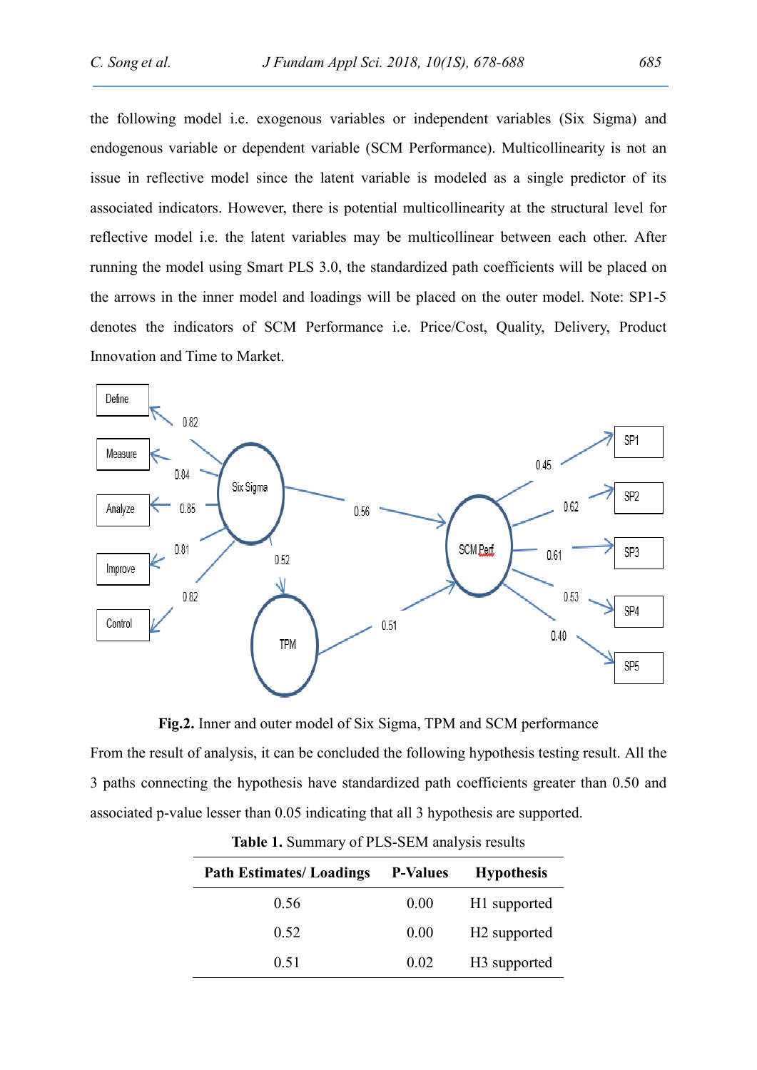the following model i.e. exogenous variables or independent variables (Six Sigma) and endogenous variable or dependent variable (SCM Performance). Multicollinearity is not an issue in reflective model since the latent variable is modeled as a single predictor of its associated indicators. However, there is potential multicollinearity at the structural level for reflective model i.e. the latent variables may be multicollinear between each other. After running the model using Smart PLS 3.0, the standardized path coefficients will be placed on the arrows in the inner model and loadings will be placed on the outer model. Note: SP1-5 denotes the indicators of SCM Performance i.e. Price/Cost, Quality, Delivery, Product Innovation and Time to Market.

**Fig.2.** Inner and outer model of Six Sigma, TPM and SCM performance

From the result of analysis, it can be concluded the following hypothesis testing result. All the 3 paths connecting the hypothesis have standardized path coefficients greater than 0.50 and associated p-value lesser than 0.05 indicating that all 3 hypothesis are supported.

**Table 1.** Summary of PLS-SEM analysis results

| Path Estimates/ Loadings | P-Values | Hypothesis |
|---|---|---|
| 0.56 | 0.00 | H1 supported |
| 0.52 | 0.00 | H2 supported |
| 0.51 | 0.02 | H3 supported |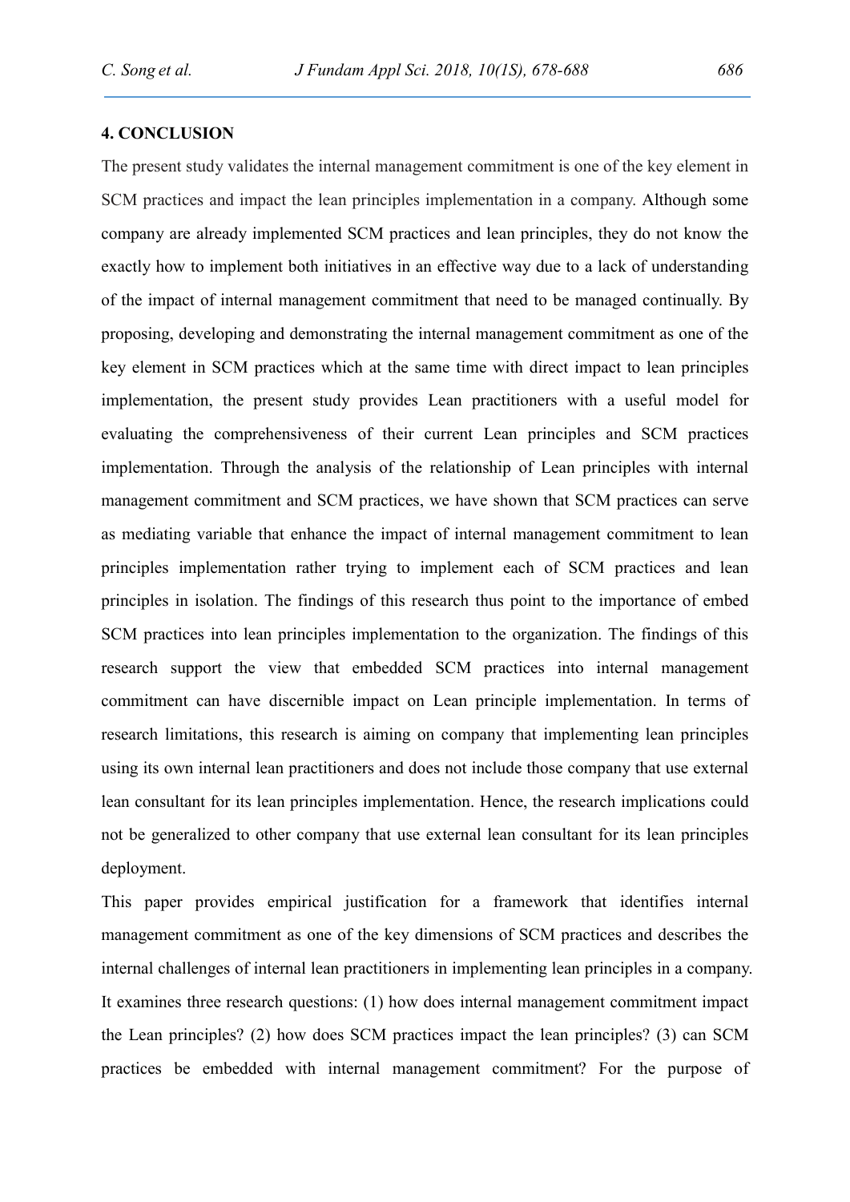## 4. CONCLUSION

The present study validates the internal management commitment is one of the key element in SCM practices and impact the lean principles implementation in a company. Although some company are already implemented SCM practices and lean principles, they do not know the exactly how to implement both initiatives in an effective way due to a lack of understanding of the impact of internal management commitment that need to be managed continually. By proposing, developing and demonstrating the internal management commitment as one of the key element in SCM practices which at the same time with direct impact to lean principles implementation, the present study provides Lean practitioners with a useful model for evaluating the comprehensiveness of their current Lean principles and SCM practices implementation. Through the analysis of the relationship of Lean principles with internal management commitment and SCM practices, we have shown that SCM practices can serve as mediating variable that enhance the impact of internal management commitment to lean principles implementation rather trying to implement each of SCM practices and lean principles in isolation. The findings of this research thus point to the importance of embed SCM practices into lean principles implementation to the organization. The findings of this research support the view that embedded SCM practices into internal management commitment can have discernible impact on Lean principle implementation. In terms of research limitations, this research is aiming on company that implementing lean principles using its own internal lean practitioners and does not include those company that use external lean consultant for its lean principles implementation. Hence, the research implications could not be generalized to other company that use external lean consultant for its lean principles deployment.

This paper provides empirical justification for a framework that identifies internal management commitment as one of the key dimensions of SCM practices and describes the internal challenges of internal lean practitioners in implementing lean principles in a company. It examines three research questions: (1) how does internal management commitment impact the Lean principles? (2) how does SCM practices impact the lean principles? (3) can SCM practices be embedded with internal management commitment? For the purpose of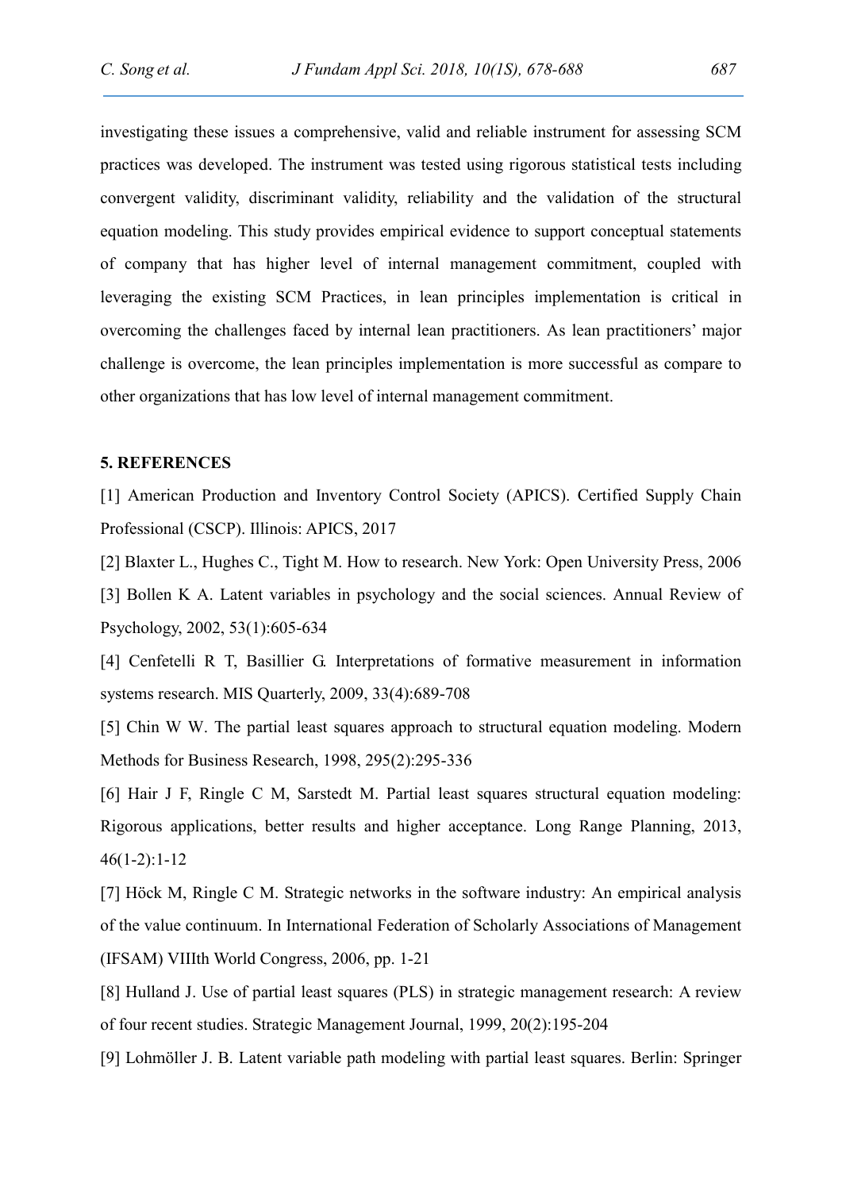investigating these issues a comprehensive, valid and reliable instrument for assessing SCM practices was developed. The instrument was tested using rigorous statistical tests including convergent validity, discriminant validity, reliability and the validation of the structural equation modeling. This study provides empirical evidence to support conceptual statements of company that has higher level of internal management commitment, coupled with leveraging the existing SCM Practices, in lean principles implementation is critical in overcoming the challenges faced by internal lean practitioners. As lean practitioners' major challenge is overcome, the lean principles implementation is more successful as compare to other organizations that has low level of internal management commitment.

## 5. REFERENCES

[1] American Production and Inventory Control Society (APICS). Certified Supply Chain Professional (CSCP). Illinois: APICS, 2017

[2] Blaxter L., Hughes C., Tight M. How to research. New York: Open University Press, 2006

[3] Bollen K A. Latent variables in psychology and the social sciences. Annual Review of Psychology, 2002, 53(1):605-634

[4] Cenfetelli R T, Basillier G. Interpretations of formative measurement in information systems research. MIS Quarterly, 2009, 33(4):689-708

[5] Chin W W. The partial least squares approach to structural equation modeling. Modern Methods for Business Research, 1998, 295(2):295-336

[6] Hair J F, Ringle C M, Sarstedt M. Partial least squares structural equation modeling: Rigorous applications, better results and higher acceptance. Long Range Planning, 2013, 46(1-2):1-12

[7] Höck M, Ringle C M. Strategic networks in the software industry: An empirical analysis of the value continuum. In International Federation of Scholarly Associations of Management (IFSAM) VIIIth World Congress, 2006, pp. 1-21

[8] Hulland J. Use of partial least squares (PLS) in strategic management research: A review of four recent studies. Strategic Management Journal, 1999, 20(2):195-204

[9] Lohmöller J. B. Latent variable path modeling with partial least squares. Berlin: Springer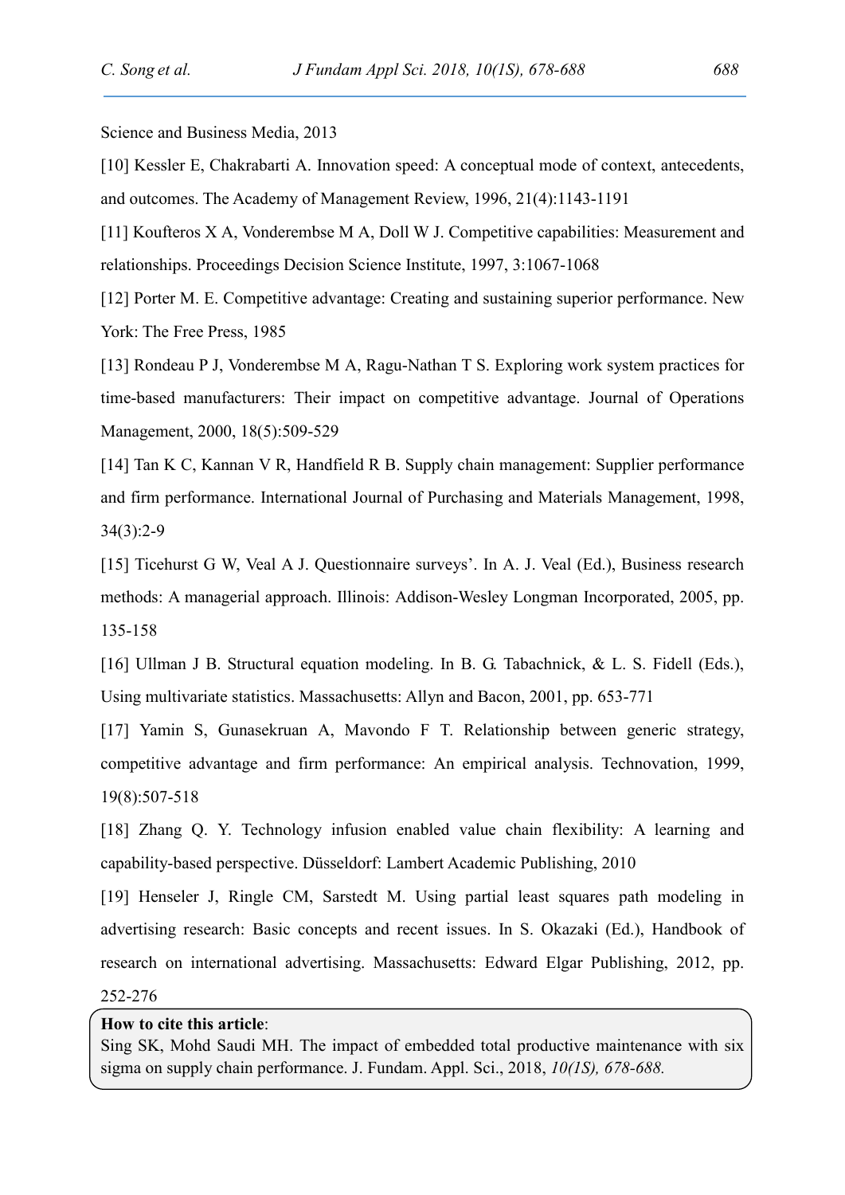Science and Business Media, 2013

[10] Kessler E, Chakrabarti A. Innovation speed: A conceptual mode of context, antecedents, and outcomes. The Academy of Management Review, 1996, 21(4):1143-1191

[11] Koufteros X A, Vonderembse M A, Doll W J. Competitive capabilities: Measurement and relationships. Proceedings Decision Science Institute, 1997, 3:1067-1068

[12] Porter M. E. Competitive advantage: Creating and sustaining superior performance. New York: The Free Press, 1985

[13] Rondeau P J, Vonderembse M A, Ragu-Nathan T S. Exploring work system practices for time-based manufacturers: Their impact on competitive advantage. Journal of Operations Management, 2000, 18(5):509-529

[14] Tan K C, Kannan V R, Handfield R B. Supply chain management: Supplier performance and firm performance. International Journal of Purchasing and Materials Management, 1998, 34(3):2-9

[15] Ticehurst G W, Veal A J. Questionnaire surveys'. In A. J. Veal (Ed.), Business research methods: A managerial approach. Illinois: Addison-Wesley Longman Incorporated, 2005, pp. 135-158

[16] Ullman J B. Structural equation modeling. In B. G. Tabachnick, & L. S. Fidell (Eds.), Using multivariate statistics. Massachusetts: Allyn and Bacon, 2001, pp. 653-771

[17] Yamin S, Gunasekruan A, Mavondo F T. Relationship between generic strategy, competitive advantage and firm performance: An empirical analysis. Technovation, 1999, 19(8):507-518

[18] Zhang Q. Y. Technology infusion enabled value chain flexibility: A learning and capability-based perspective. Düsseldorf: Lambert Academic Publishing, 2010

[19] Henseler J, Ringle CM, Sarstedt M. Using partial least squares path modeling in advertising research: Basic concepts and recent issues. In S. Okazaki (Ed.), Handbook of research on international advertising. Massachusetts: Edward Elgar Publishing, 2012, pp. 252-276

**How to cite this article**:
Sing SK, Mohd Saudi MH. The impact of embedded total productive maintenance with six sigma on supply chain performance. J. Fundam. Appl. Sci., 2018, *10(1S), 678-688.*